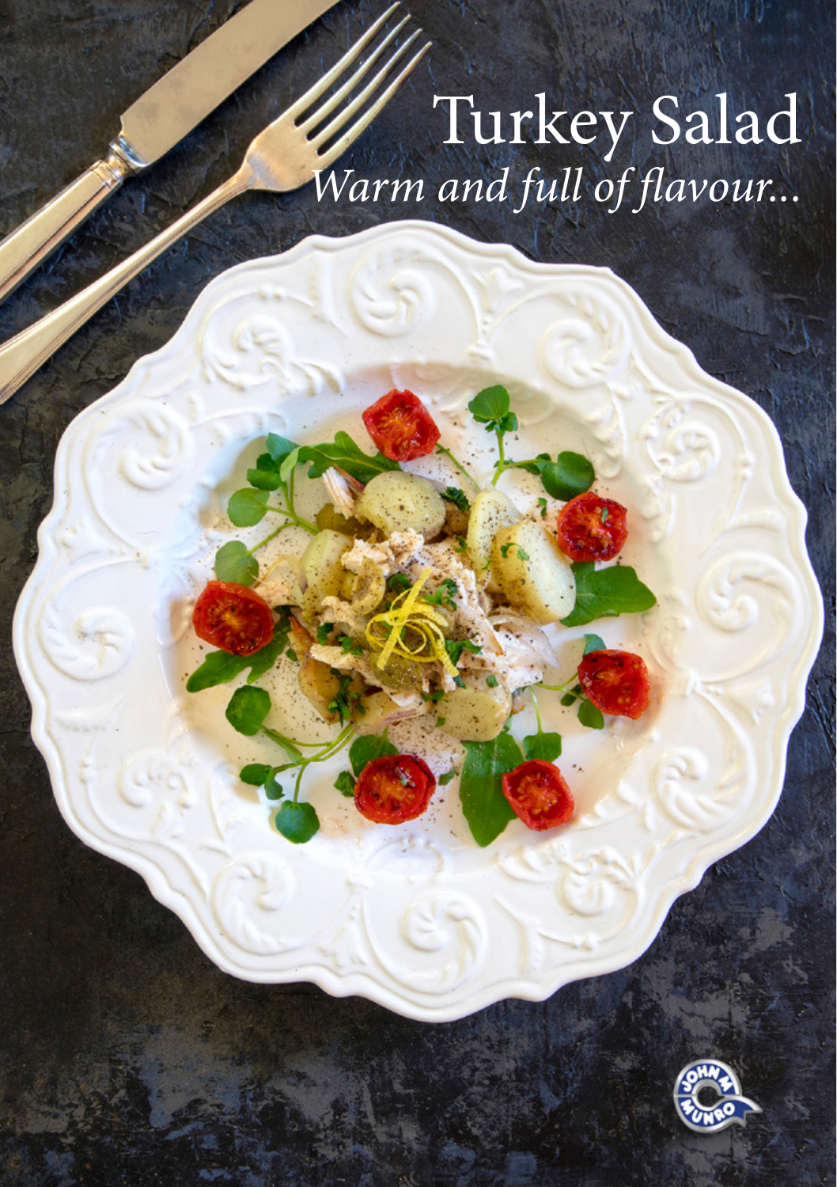# Turkey Salad

*Warm and full of flavour...*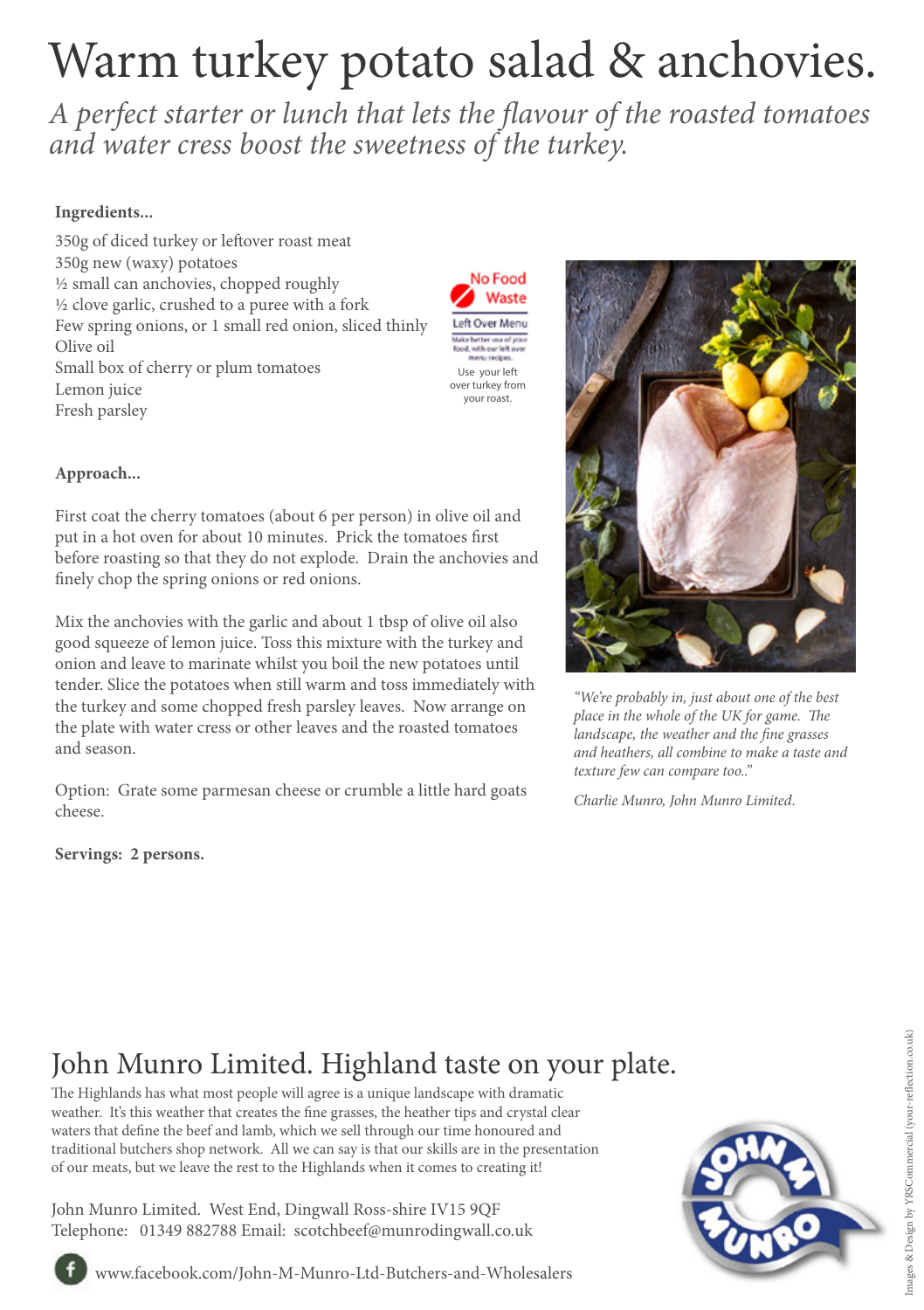# Warm turkey potato salad & anchovies.

*A perfect starter or lunch that lets the flavour of the roasted tomatoes and water cress boost the sweetness of the turkey.*

**Ingredients...**

350g of diced turkey or leftover roast meat
350g new (waxy) potatoes
½ small can anchovies, chopped roughly
½ clove garlic, crushed to a puree with a fork
Few spring onions, or 1 small red onion, sliced thinly
Olive oil
Small box of cherry or plum tomatoes
Lemon juice
Fresh parsley

No Food Waste
Left Over Menu
Make better use of your food, with our left over menu recipes.
Use your left over turkey from your roast.

**Approach...**

First coat the cherry tomatoes (about 6 per person) in olive oil and put in a hot oven for about 10 minutes. Prick the tomatoes first before roasting so that they do not explode. Drain the anchovies and finely chop the spring onions or red onions.

Mix the anchovies with the garlic and about 1 tbsp of olive oil also good squeeze of lemon juice. Toss this mixture with the turkey and onion and leave to marinate whilst you boil the new potatoes until tender. Slice the potatoes when still warm and toss immediately with the turkey and some chopped fresh parsley leaves. Now arrange on the plate with water cress or other leaves and the roasted tomatoes and season.

Option: Grate some parmesan cheese or crumble a little hard goats cheese.

**Servings: 2 persons.**

*"We're probably in, just about one of the best place in the whole of the UK for game. The landscape, the weather and the fine grasses and heathers, all combine to make a taste and texture few can compare too.."*

*Charlie Munro, John Munro Limited.*

## John Munro Limited. Highland taste on your plate.

The Highlands has what most people will agree is a unique landscape with dramatic weather. It's this weather that creates the fine grasses, the heather tips and crystal clear waters that define the beef and lamb, which we sell through our time honoured and traditional butchers shop network. All we can say is that our skills are in the presentation of our meats, but we leave the rest to the Highlands when it comes to creating it!

John Munro Limited. West End, Dingwall Ross-shire IV15 9QF
Telephone: 01349 882788 Email: scotchbeef@munrodingwall.co.uk

www.facebook.com/John-M-Munro-Ltd-Butchers-and-Wholesalers

Images & Design by YRSCommercial (your-reflection.co.uk)